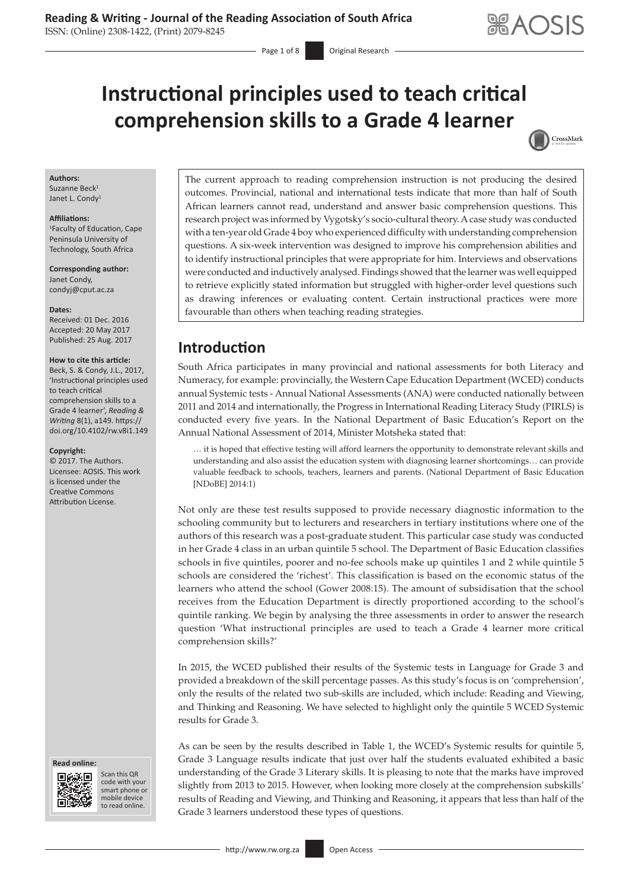# Instructional principles used to teach critical comprehension skills to a Grade 4 learner

**Authors:**
Suzanne Beck[1]
Janet L. Condy[1]

**Affiliations:**
[1]Faculty of Education, Cape Peninsula University of Technology, South Africa

**Corresponding author:**
Janet Condy,
condyj@cput.ac.za

**Dates:**
Received: 01 Dec. 2016
Accepted: 20 May 2017
Published: 25 Aug. 2017

**How to cite this article:**
Beck, S. & Condy, J.L., 2017, 'Instructional principles used to teach critical comprehension skills to a Grade 4 learner', *Reading & Writing* 8(1), a149. https://doi.org/10.4102/rw.v8i1.149

**Copyright:**
© 2017. The Authors. Licensee: AOSIS. This work is licensed under the Creative Commons Attribution License.

The current approach to reading comprehension instruction is not producing the desired outcomes. Provincial, national and international tests indicate that more than half of South African learners cannot read, understand and answer basic comprehension questions. This research project was informed by Vygotsky's socio-cultural theory. A case study was conducted with a ten-year old Grade 4 boy who experienced difficulty with understanding comprehension questions. A six-week intervention was designed to improve his comprehension abilities and to identify instructional principles that were appropriate for him. Interviews and observations were conducted and inductively analysed. Findings showed that the learner was well equipped to retrieve explicitly stated information but struggled with higher-order level questions such as drawing inferences or evaluating content. Certain instructional practices were more favourable than others when teaching reading strategies.

## Introduction

South Africa participates in many provincial and national assessments for both Literacy and Numeracy, for example: provincially, the Western Cape Education Department (WCED) conducts annual Systemic tests - Annual National Assessments (ANA) were conducted nationally between 2011 and 2014 and internationally, the Progress in International Reading Literacy Study (PIRLS) is conducted every five years. In the National Department of Basic Education's Report on the Annual National Assessment of 2014, Minister Motsheka stated that:

> … it is hoped that effective testing will afford learners the opportunity to demonstrate relevant skills and understanding and also assist the education system with diagnosing learner shortcomings… can provide valuable feedback to schools, teachers, learners and parents. (National Department of Basic Education [NDoBE] 2014:1)

Not only are these test results supposed to provide necessary diagnostic information to the schooling community but to lecturers and researchers in tertiary institutions where one of the authors of this research was a post-graduate student. This particular case study was conducted in her Grade 4 class in an urban quintile 5 school. The Department of Basic Education classifies schools in five quintiles, poorer and no-fee schools make up quintiles 1 and 2 while quintile 5 schools are considered the 'richest'. This classification is based on the economic status of the learners who attend the school (Gower 2008:15). The amount of subsidisation that the school receives from the Education Department is directly proportioned according to the school's quintile ranking. We begin by analysing the three assessments in order to answer the research question 'What instructional principles are used to teach a Grade 4 learner more critical comprehension skills?'

In 2015, the WCED published their results of the Systemic tests in Language for Grade 3 and provided a breakdown of the skill percentage passes. As this study's focus is on 'comprehension', only the results of the related two sub-skills are included, which include: Reading and Viewing, and Thinking and Reasoning. We have selected to highlight only the quintile 5 WCED Systemic results for Grade 3.

As can be seen by the results described in Table 1, the WCED's Systemic results for quintile 5, Grade 3 Language results indicate that just over half the students evaluated exhibited a basic understanding of the Grade 3 Literary skills. It is pleasing to note that the marks have improved slightly from 2013 to 2015. However, when looking more closely at the comprehension subskills' results of Reading and Viewing, and Thinking and Reasoning, it appears that less than half of the Grade 3 learners understood these types of questions.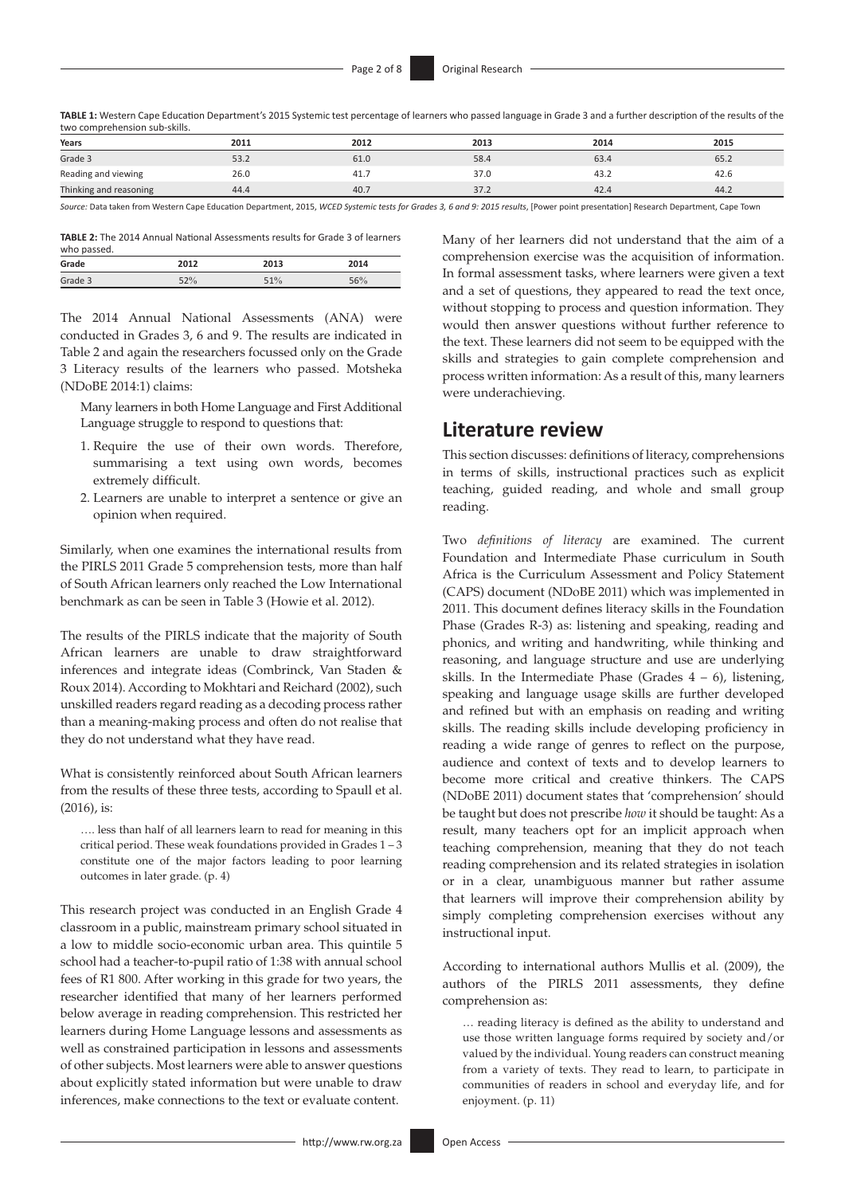**TABLE 1:** Western Cape Education Department's 2015 Systemic test percentage of learners who passed language in Grade 3 and a further description of the results of the two comprehension sub-skills.

| Years | 2011 | 2012 | 2013 | 2014 | 2015 |
|---|---|---|---|---|---|
| Grade 3 | 53.2 | 61.0 | 58.4 | 63.4 | 65.2 |
| Reading and viewing | 26.0 | 41.7 | 37.0 | 43.2 | 42.6 |
| Thinking and reasoning | 44.4 | 40.7 | 37.2 | 42.4 | 44.2 |

*Source:* Data taken from Western Cape Education Department, 2015, *WCED Systemic tests for Grades 3, 6 and 9: 2015 results*, [Power point presentation] Research Department, Cape Town

**TABLE 2:** The 2014 Annual National Assessments results for Grade 3 of learners who passed.

| Grade | 2012 | 2013 | 2014 |
|---|---|---|---|
| Grade 3 | 52% | 51% | 56% |

The 2014 Annual National Assessments (ANA) were conducted in Grades 3, 6 and 9. The results are indicated in Table 2 and again the researchers focussed only on the Grade 3 Literacy results of the learners who passed. Motsheka (NDoBE 2014:1) claims:

> Many learners in both Home Language and First Additional Language struggle to respond to questions that:
>
> 1. Require the use of their own words. Therefore, summarising a text using own words, becomes extremely difficult.
> 2. Learners are unable to interpret a sentence or give an opinion when required.

Similarly, when one examines the international results from the PIRLS 2011 Grade 5 comprehension tests, more than half of South African learners only reached the Low International benchmark as can be seen in Table 3 (Howie et al. 2012).

The results of the PIRLS indicate that the majority of South African learners are unable to draw straightforward inferences and integrate ideas (Combrinck, Van Staden & Roux 2014). According to Mokhtari and Reichard (2002), such unskilled readers regard reading as a decoding process rather than a meaning-making process and often do not realise that they do not understand what they have read.

What is consistently reinforced about South African learners from the results of these three tests, according to Spaull et al. (2016), is:

> …. less than half of all learners learn to read for meaning in this critical period. These weak foundations provided in Grades 1 – 3 constitute one of the major factors leading to poor learning outcomes in later grade. (p. 4)

This research project was conducted in an English Grade 4 classroom in a public, mainstream primary school situated in a low to middle socio-economic urban area. This quintile 5 school had a teacher-to-pupil ratio of 1:38 with annual school fees of R1 800. After working in this grade for two years, the researcher identified that many of her learners performed below average in reading comprehension. This restricted her learners during Home Language lessons and assessments as well as constrained participation in lessons and assessments of other subjects. Most learners were able to answer questions about explicitly stated information but were unable to draw inferences, make connections to the text or evaluate content. Many of her learners did not understand that the aim of a comprehension exercise was the acquisition of information. In formal assessment tasks, where learners were given a text and a set of questions, they appeared to read the text once, without stopping to process and question information. They would then answer questions without further reference to the text. These learners did not seem to be equipped with the skills and strategies to gain complete comprehension and process written information: As a result of this, many learners were underachieving.

## Literature review

This section discusses: definitions of literacy, comprehensions in terms of skills, instructional practices such as explicit teaching, guided reading, and whole and small group reading.

Two *definitions of literacy* are examined. The current Foundation and Intermediate Phase curriculum in South Africa is the Curriculum Assessment and Policy Statement (CAPS) document (NDoBE 2011) which was implemented in 2011. This document defines literacy skills in the Foundation Phase (Grades R-3) as: listening and speaking, reading and phonics, and writing and handwriting, while thinking and reasoning, and language structure and use are underlying skills. In the Intermediate Phase (Grades 4 – 6), listening, speaking and language usage skills are further developed and refined but with an emphasis on reading and writing skills. The reading skills include developing proficiency in reading a wide range of genres to reflect on the purpose, audience and context of texts and to develop learners to become more critical and creative thinkers. The CAPS (NDoBE 2011) document states that 'comprehension' should be taught but does not prescribe *how* it should be taught: As a result, many teachers opt for an implicit approach when teaching comprehension, meaning that they do not teach reading comprehension and its related strategies in isolation or in a clear, unambiguous manner but rather assume that learners will improve their comprehension ability by simply completing comprehension exercises without any instructional input.

According to international authors Mullis et al. (2009), the authors of the PIRLS 2011 assessments, they define comprehension as:

> … reading literacy is defined as the ability to understand and use those written language forms required by society and/or valued by the individual. Young readers can construct meaning from a variety of texts. They read to learn, to participate in communities of readers in school and everyday life, and for enjoyment. (p. 11)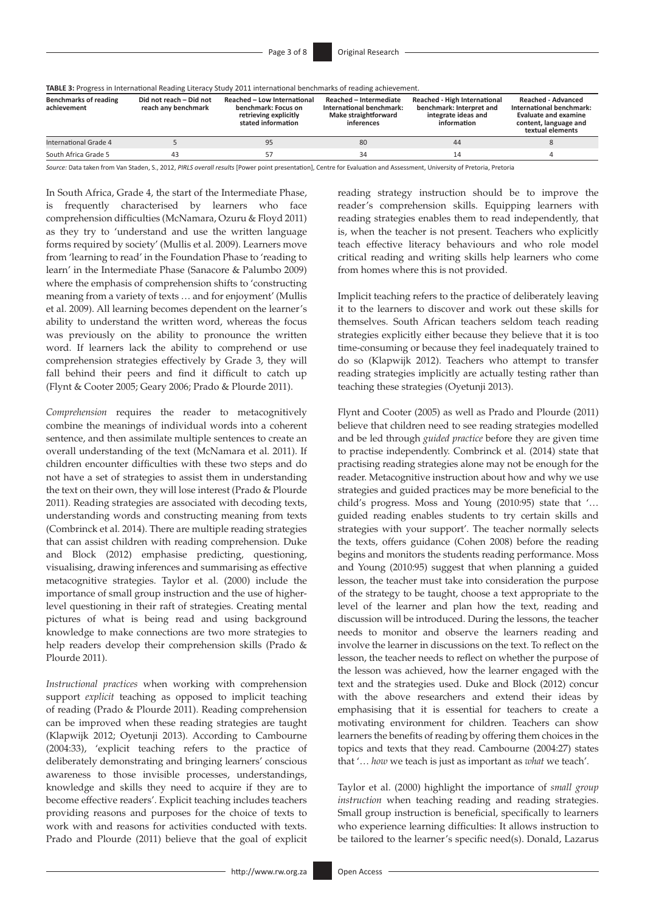**TABLE 3:** Progress in International Reading Literacy Study 2011 international benchmarks of reading achievement.

| Benchmarks of reading achievement | Did not reach – Did not reach any benchmark | Reached – Low International benchmark: Focus on retrieving explicitly stated information | Reached – Intermediate International benchmark: Make straightforward inferences | Reached - High International benchmark: Interpret and integrate ideas and information | Reached - Advanced International benchmark: Evaluate and examine content, language and textual elements |
|---|---|---|---|---|---|
| International Grade 4 | 5 | 95 | 80 | 44 | 8 |
| South Africa Grade 5 | 43 | 57 | 34 | 14 | 4 |

*Source:* Data taken from Van Staden, S., 2012, *PIRLS overall results* [Power point presentation], Centre for Evaluation and Assessment, University of Pretoria, Pretoria

In South Africa, Grade 4, the start of the Intermediate Phase, is frequently characterised by learners who face comprehension difficulties (McNamara, Ozuru & Floyd 2011) as they try to 'understand and use the written language forms required by society' (Mullis et al. 2009). Learners move from 'learning to read' in the Foundation Phase to 'reading to learn' in the Intermediate Phase (Sanacore & Palumbo 2009) where the emphasis of comprehension shifts to 'constructing meaning from a variety of texts … and for enjoyment' (Mullis et al. 2009). All learning becomes dependent on the learner's ability to understand the written word, whereas the focus was previously on the ability to pronounce the written word. If learners lack the ability to comprehend or use comprehension strategies effectively by Grade 3, they will fall behind their peers and find it difficult to catch up (Flynt & Cooter 2005; Geary 2006; Prado & Plourde 2011).

*Comprehension* requires the reader to metacognitively combine the meanings of individual words into a coherent sentence, and then assimilate multiple sentences to create an overall understanding of the text (McNamara et al. 2011). If children encounter difficulties with these two steps and do not have a set of strategies to assist them in understanding the text on their own, they will lose interest (Prado & Plourde 2011). Reading strategies are associated with decoding texts, understanding words and constructing meaning from texts (Combrinck et al. 2014). There are multiple reading strategies that can assist children with reading comprehension. Duke and Block (2012) emphasise predicting, questioning, visualising, drawing inferences and summarising as effective metacognitive strategies. Taylor et al. (2000) include the importance of small group instruction and the use of higher-level questioning in their raft of strategies. Creating mental pictures of what is being read and using background knowledge to make connections are two more strategies to help readers develop their comprehension skills (Prado & Plourde 2011).

*Instructional practices* when working with comprehension support *explicit* teaching as opposed to implicit teaching of reading (Prado & Plourde 2011). Reading comprehension can be improved when these reading strategies are taught (Klapwijk 2012; Oyetunji 2013). According to Cambourne (2004:33), 'explicit teaching refers to the practice of deliberately demonstrating and bringing learners' conscious awareness to those invisible processes, understandings, knowledge and skills they need to acquire if they are to become effective readers'. Explicit teaching includes teachers providing reasons and purposes for the choice of texts to work with and reasons for activities conducted with texts. Prado and Plourde (2011) believe that the goal of explicit reading strategy instruction should be to improve the reader's comprehension skills. Equipping learners with reading strategies enables them to read independently, that is, when the teacher is not present. Teachers who explicitly teach effective literacy behaviours and who role model critical reading and writing skills help learners who come from homes where this is not provided.

Implicit teaching refers to the practice of deliberately leaving it to the learners to discover and work out these skills for themselves. South African teachers seldom teach reading strategies explicitly either because they believe that it is too time-consuming or because they feel inadequately trained to do so (Klapwijk 2012). Teachers who attempt to transfer reading strategies implicitly are actually testing rather than teaching these strategies (Oyetunji 2013).

Flynt and Cooter (2005) as well as Prado and Plourde (2011) believe that children need to see reading strategies modelled and be led through *guided practice* before they are given time to practise independently. Combrinck et al. (2014) state that practising reading strategies alone may not be enough for the reader. Metacognitive instruction about how and why we use strategies and guided practices may be more beneficial to the child's progress. Moss and Young (2010:95) state that '… guided reading enables students to try certain skills and strategies with your support'. The teacher normally selects the texts, offers guidance (Cohen 2008) before the reading begins and monitors the students reading performance. Moss and Young (2010:95) suggest that when planning a guided lesson, the teacher must take into consideration the purpose of the strategy to be taught, choose a text appropriate to the level of the learner and plan how the text, reading and discussion will be introduced. During the lessons, the teacher needs to monitor and observe the learners reading and involve the learner in discussions on the text. To reflect on the lesson, the teacher needs to reflect on whether the purpose of the lesson was achieved, how the learner engaged with the text and the strategies used. Duke and Block (2012) concur with the above researchers and extend their ideas by emphasising that it is essential for teachers to create a motivating environment for children. Teachers can show learners the benefits of reading by offering them choices in the topics and texts that they read. Cambourne (2004:27) states that '… *how* we teach is just as important as *what* we teach'.

Taylor et al. (2000) highlight the importance of *small group instruction* when teaching reading and reading strategies. Small group instruction is beneficial, specifically to learners who experience learning difficulties: It allows instruction to be tailored to the learner's specific need(s). Donald, Lazarus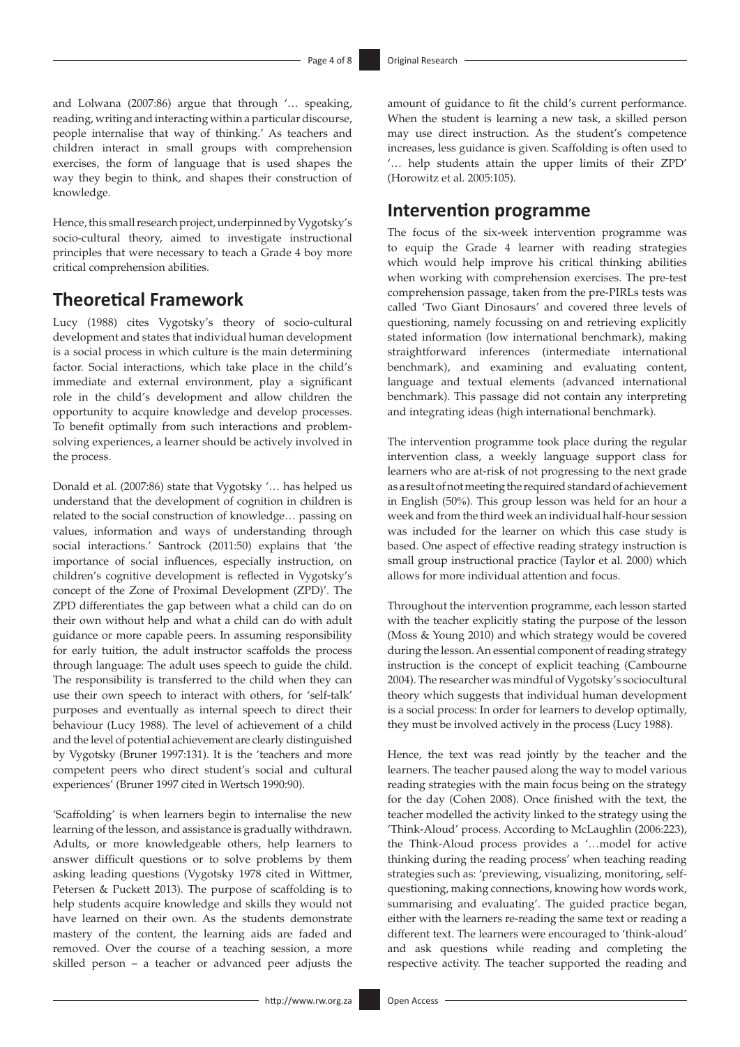and Lolwana (2007:86) argue that through '… speaking, reading, writing and interacting within a particular discourse, people internalise that way of thinking.' As teachers and children interact in small groups with comprehension exercises, the form of language that is used shapes the way they begin to think, and shapes their construction of knowledge.

Hence, this small research project, underpinned by Vygotsky's socio-cultural theory, aimed to investigate instructional principles that were necessary to teach a Grade 4 boy more critical comprehension abilities.

## Theoretical Framework

Lucy (1988) cites Vygotsky's theory of socio-cultural development and states that individual human development is a social process in which culture is the main determining factor. Social interactions, which take place in the child's immediate and external environment, play a significant role in the child's development and allow children the opportunity to acquire knowledge and develop processes. To benefit optimally from such interactions and problem-solving experiences, a learner should be actively involved in the process.

Donald et al. (2007:86) state that Vygotsky '… has helped us understand that the development of cognition in children is related to the social construction of knowledge… passing on values, information and ways of understanding through social interactions.' Santrock (2011:50) explains that 'the importance of social influences, especially instruction, on children's cognitive development is reflected in Vygotsky's concept of the Zone of Proximal Development (ZPD)'. The ZPD differentiates the gap between what a child can do on their own without help and what a child can do with adult guidance or more capable peers. In assuming responsibility for early tuition, the adult instructor scaffolds the process through language: The adult uses speech to guide the child. The responsibility is transferred to the child when they can use their own speech to interact with others, for 'self-talk' purposes and eventually as internal speech to direct their behaviour (Lucy 1988). The level of achievement of a child and the level of potential achievement are clearly distinguished by Vygotsky (Bruner 1997:131). It is the 'teachers and more competent peers who direct student's social and cultural experiences' (Bruner 1997 cited in Wertsch 1990:90).

'Scaffolding' is when learners begin to internalise the new learning of the lesson, and assistance is gradually withdrawn. Adults, or more knowledgeable others, help learners to answer difficult questions or to solve problems by them asking leading questions (Vygotsky 1978 cited in Wittmer, Petersen & Puckett 2013). The purpose of scaffolding is to help students acquire knowledge and skills they would not have learned on their own. As the students demonstrate mastery of the content, the learning aids are faded and removed. Over the course of a teaching session, a more skilled person – a teacher or advanced peer adjusts the amount of guidance to fit the child's current performance. When the student is learning a new task, a skilled person may use direct instruction. As the student's competence increases, less guidance is given. Scaffolding is often used to '… help students attain the upper limits of their ZPD' (Horowitz et al. 2005:105).

## Intervention programme

The focus of the six-week intervention programme was to equip the Grade 4 learner with reading strategies which would help improve his critical thinking abilities when working with comprehension exercises. The pre-test comprehension passage, taken from the pre-PIRLs tests was called 'Two Giant Dinosaurs' and covered three levels of questioning, namely focussing on and retrieving explicitly stated information (low international benchmark), making straightforward inferences (intermediate international benchmark), and examining and evaluating content, language and textual elements (advanced international benchmark). This passage did not contain any interpreting and integrating ideas (high international benchmark).

The intervention programme took place during the regular intervention class, a weekly language support class for learners who are at-risk of not progressing to the next grade as a result of not meeting the required standard of achievement in English (50%). This group lesson was held for an hour a week and from the third week an individual half-hour session was included for the learner on which this case study is based. One aspect of effective reading strategy instruction is small group instructional practice (Taylor et al. 2000) which allows for more individual attention and focus.

Throughout the intervention programme, each lesson started with the teacher explicitly stating the purpose of the lesson (Moss & Young 2010) and which strategy would be covered during the lesson. An essential component of reading strategy instruction is the concept of explicit teaching (Cambourne 2004). The researcher was mindful of Vygotsky's sociocultural theory which suggests that individual human development is a social process: In order for learners to develop optimally, they must be involved actively in the process (Lucy 1988).

Hence, the text was read jointly by the teacher and the learners. The teacher paused along the way to model various reading strategies with the main focus being on the strategy for the day (Cohen 2008). Once finished with the text, the teacher modelled the activity linked to the strategy using the 'Think-Aloud' process. According to McLaughlin (2006:223), the Think-Aloud process provides a '…model for active thinking during the reading process' when teaching reading strategies such as: 'previewing, visualizing, monitoring, self-questioning, making connections, knowing how words work, summarising and evaluating'. The guided practice began, either with the learners re-reading the same text or reading a different text. The learners were encouraged to 'think-aloud' and ask questions while reading and completing the respective activity. The teacher supported the reading and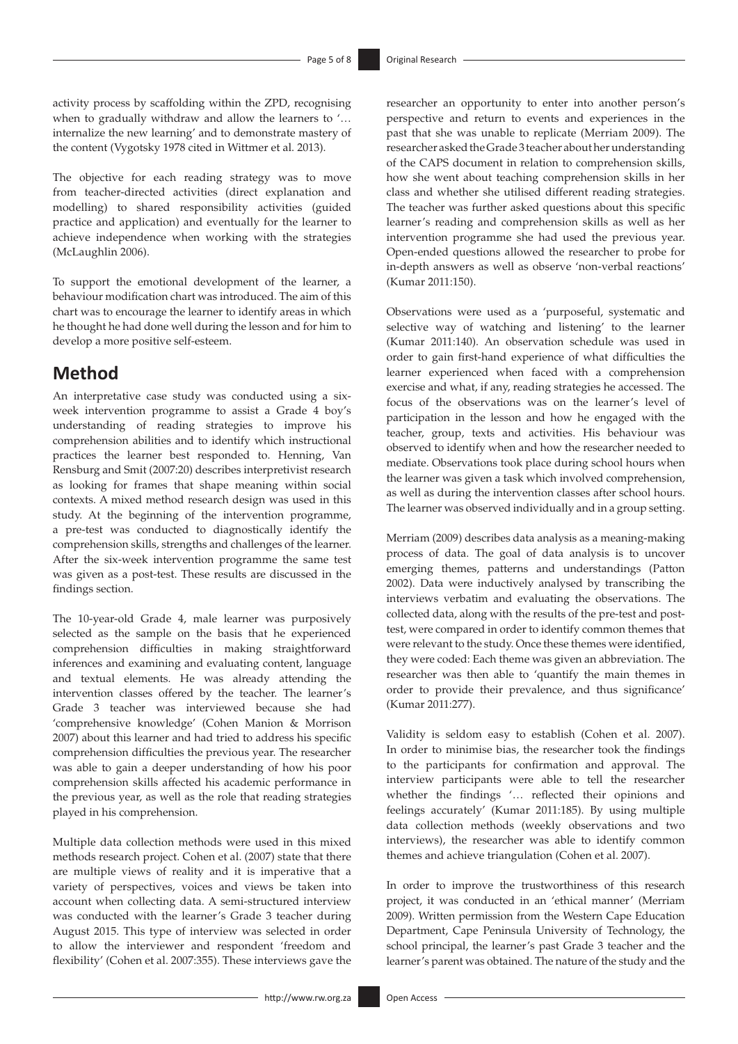activity process by scaffolding within the ZPD, recognising when to gradually withdraw and allow the learners to '… internalize the new learning' and to demonstrate mastery of the content (Vygotsky 1978 cited in Wittmer et al. 2013).

The objective for each reading strategy was to move from teacher-directed activities (direct explanation and modelling) to shared responsibility activities (guided practice and application) and eventually for the learner to achieve independence when working with the strategies (McLaughlin 2006).

To support the emotional development of the learner, a behaviour modification chart was introduced. The aim of this chart was to encourage the learner to identify areas in which he thought he had done well during the lesson and for him to develop a more positive self-esteem.

## Method

An interpretative case study was conducted using a six-week intervention programme to assist a Grade 4 boy's understanding of reading strategies to improve his comprehension abilities and to identify which instructional practices the learner best responded to. Henning, Van Rensburg and Smit (2007:20) describes interpretivist research as looking for frames that shape meaning within social contexts. A mixed method research design was used in this study. At the beginning of the intervention programme, a pre-test was conducted to diagnostically identify the comprehension skills, strengths and challenges of the learner. After the six-week intervention programme the same test was given as a post-test. These results are discussed in the findings section.

The 10-year-old Grade 4, male learner was purposively selected as the sample on the basis that he experienced comprehension difficulties in making straightforward inferences and examining and evaluating content, language and textual elements. He was already attending the intervention classes offered by the teacher. The learner's Grade 3 teacher was interviewed because she had 'comprehensive knowledge' (Cohen Manion & Morrison 2007) about this learner and had tried to address his specific comprehension difficulties the previous year. The researcher was able to gain a deeper understanding of how his poor comprehension skills affected his academic performance in the previous year, as well as the role that reading strategies played in his comprehension.

Multiple data collection methods were used in this mixed methods research project. Cohen et al. (2007) state that there are multiple views of reality and it is imperative that a variety of perspectives, voices and views be taken into account when collecting data. A semi-structured interview was conducted with the learner's Grade 3 teacher during August 2015. This type of interview was selected in order to allow the interviewer and respondent 'freedom and flexibility' (Cohen et al. 2007:355). These interviews gave the researcher an opportunity to enter into another person's perspective and return to events and experiences in the past that she was unable to replicate (Merriam 2009). The researcher asked the Grade 3 teacher about her understanding of the CAPS document in relation to comprehension skills, how she went about teaching comprehension skills in her class and whether she utilised different reading strategies. The teacher was further asked questions about this specific learner's reading and comprehension skills as well as her intervention programme she had used the previous year. Open-ended questions allowed the researcher to probe for in-depth answers as well as observe 'non-verbal reactions' (Kumar 2011:150).

Observations were used as a 'purposeful, systematic and selective way of watching and listening' to the learner (Kumar 2011:140). An observation schedule was used in order to gain first-hand experience of what difficulties the learner experienced when faced with a comprehension exercise and what, if any, reading strategies he accessed. The focus of the observations was on the learner's level of participation in the lesson and how he engaged with the teacher, group, texts and activities. His behaviour was observed to identify when and how the researcher needed to mediate. Observations took place during school hours when the learner was given a task which involved comprehension, as well as during the intervention classes after school hours. The learner was observed individually and in a group setting.

Merriam (2009) describes data analysis as a meaning-making process of data. The goal of data analysis is to uncover emerging themes, patterns and understandings (Patton 2002). Data were inductively analysed by transcribing the interviews verbatim and evaluating the observations. The collected data, along with the results of the pre-test and post-test, were compared in order to identify common themes that were relevant to the study. Once these themes were identified, they were coded: Each theme was given an abbreviation. The researcher was then able to 'quantify the main themes in order to provide their prevalence, and thus significance' (Kumar 2011:277).

Validity is seldom easy to establish (Cohen et al. 2007). In order to minimise bias, the researcher took the findings to the participants for confirmation and approval. The interview participants were able to tell the researcher whether the findings '… reflected their opinions and feelings accurately' (Kumar 2011:185). By using multiple data collection methods (weekly observations and two interviews), the researcher was able to identify common themes and achieve triangulation (Cohen et al. 2007).

In order to improve the trustworthiness of this research project, it was conducted in an 'ethical manner' (Merriam 2009). Written permission from the Western Cape Education Department, Cape Peninsula University of Technology, the school principal, the learner's past Grade 3 teacher and the learner's parent was obtained. The nature of the study and the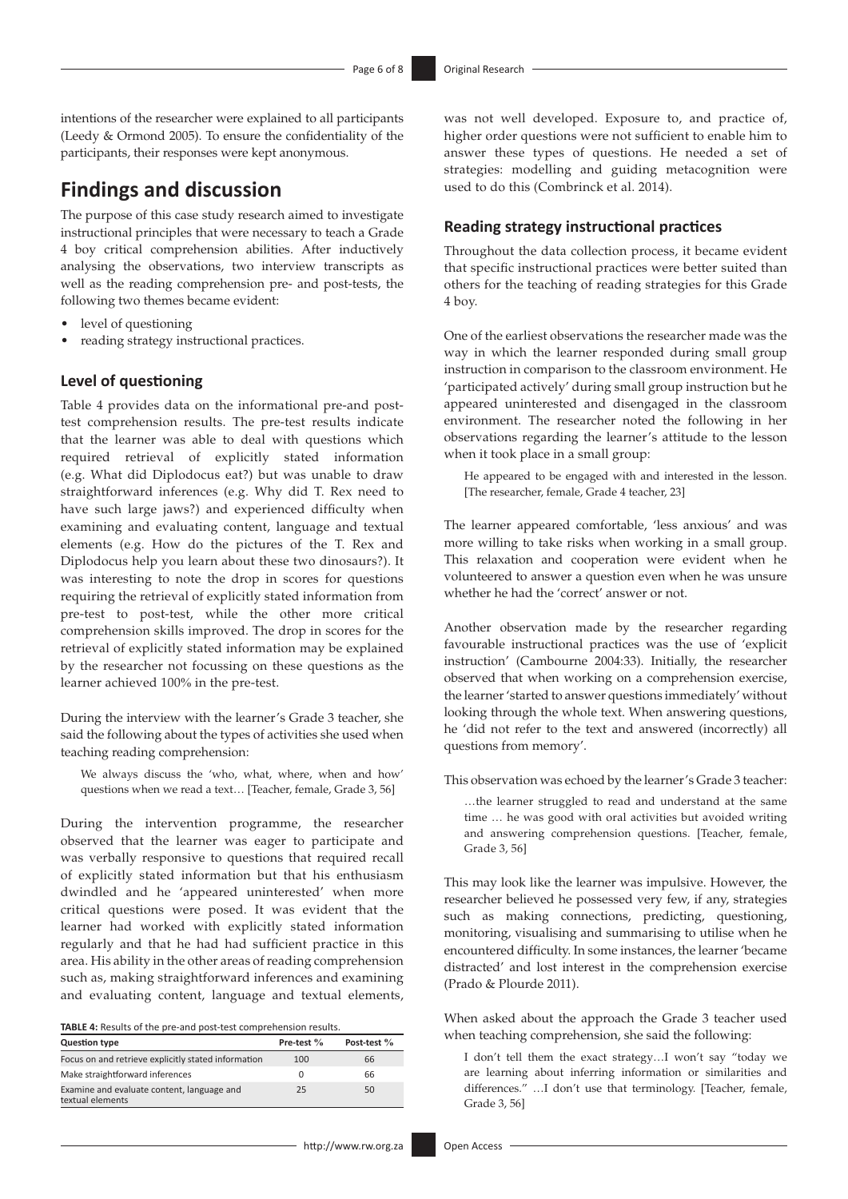intentions of the researcher were explained to all participants (Leedy & Ormond 2005). To ensure the confidentiality of the participants, their responses were kept anonymous.

## Findings and discussion

The purpose of this case study research aimed to investigate instructional principles that were necessary to teach a Grade 4 boy critical comprehension abilities. After inductively analysing the observations, two interview transcripts as well as the reading comprehension pre- and post-tests, the following two themes became evident:

- level of questioning
- reading strategy instructional practices.

### Level of questioning

Table 4 provides data on the informational pre-and post-test comprehension results. The pre-test results indicate that the learner was able to deal with questions which required retrieval of explicitly stated information (e.g. What did Diplodocus eat?) but was unable to draw straightforward inferences (e.g. Why did T. Rex need to have such large jaws?) and experienced difficulty when examining and evaluating content, language and textual elements (e.g. How do the pictures of the T. Rex and Diplodocus help you learn about these two dinosaurs?). It was interesting to note the drop in scores for questions requiring the retrieval of explicitly stated information from pre-test to post-test, while the other more critical comprehension skills improved. The drop in scores for the retrieval of explicitly stated information may be explained by the researcher not focussing on these questions as the learner achieved 100% in the pre-test.

During the interview with the learner's Grade 3 teacher, she said the following about the types of activities she used when teaching reading comprehension:

> We always discuss the 'who, what, where, when and how' questions when we read a text… [Teacher, female, Grade 3, 56]

During the intervention programme, the researcher observed that the learner was eager to participate and was verbally responsive to questions that required recall of explicitly stated information but that his enthusiasm dwindled and he 'appeared uninterested' when more critical questions were posed. It was evident that the learner had worked with explicitly stated information regularly and that he had had sufficient practice in this area. His ability in the other areas of reading comprehension such as, making straightforward inferences and examining and evaluating content, language and textual elements, was not well developed. Exposure to, and practice of, higher order questions were not sufficient to enable him to answer these types of questions. He needed a set of strategies: modelling and guiding metacognition were used to do this (Combrinck et al. 2014).

**TABLE 4:** Results of the pre-and post-test comprehension results.

| Question type | Pre-test % | Post-test % |
|---|---|---|
| Focus on and retrieve explicitly stated information | 100 | 66 |
| Make straightforward inferences | 0 | 66 |
| Examine and evaluate content, language and textual elements | 25 | 50 |

### Reading strategy instructional practices

Throughout the data collection process, it became evident that specific instructional practices were better suited than others for the teaching of reading strategies for this Grade 4 boy.

One of the earliest observations the researcher made was the way in which the learner responded during small group instruction in comparison to the classroom environment. He 'participated actively' during small group instruction but he appeared uninterested and disengaged in the classroom environment. The researcher noted the following in her observations regarding the learner's attitude to the lesson when it took place in a small group:

> He appeared to be engaged with and interested in the lesson. [The researcher, female, Grade 4 teacher, 23]

The learner appeared comfortable, 'less anxious' and was more willing to take risks when working in a small group. This relaxation and cooperation were evident when he volunteered to answer a question even when he was unsure whether he had the 'correct' answer or not.

Another observation made by the researcher regarding favourable instructional practices was the use of 'explicit instruction' (Cambourne 2004:33). Initially, the researcher observed that when working on a comprehension exercise, the learner 'started to answer questions immediately' without looking through the whole text. When answering questions, he 'did not refer to the text and answered (incorrectly) all questions from memory'.

This observation was echoed by the learner's Grade 3 teacher:

> …the learner struggled to read and understand at the same time … he was good with oral activities but avoided writing and answering comprehension questions. [Teacher, female, Grade 3, 56]

This may look like the learner was impulsive. However, the researcher believed he possessed very few, if any, strategies such as making connections, predicting, questioning, monitoring, visualising and summarising to utilise when he encountered difficulty. In some instances, the learner 'became distracted' and lost interest in the comprehension exercise (Prado & Plourde 2011).

When asked about the approach the Grade 3 teacher used when teaching comprehension, she said the following:

> I don't tell them the exact strategy…I won't say "today we are learning about inferring information or similarities and differences." …I don't use that terminology. [Teacher, female, Grade 3, 56]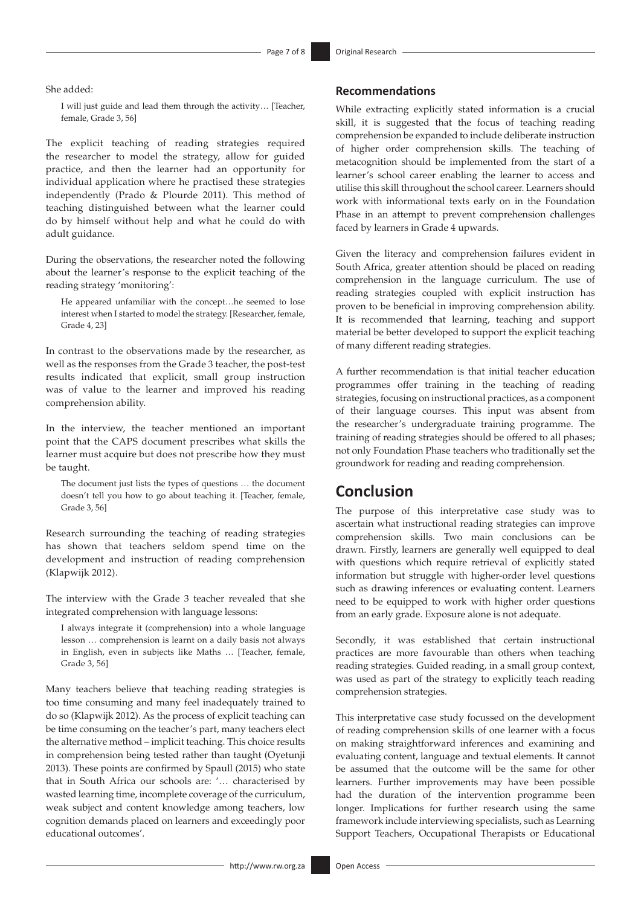She added:

> I will just guide and lead them through the activity… [Teacher, female, Grade 3, 56]

The explicit teaching of reading strategies required the researcher to model the strategy, allow for guided practice, and then the learner had an opportunity for individual application where he practised these strategies independently (Prado & Plourde 2011). This method of teaching distinguished between what the learner could do by himself without help and what he could do with adult guidance.

During the observations, the researcher noted the following about the learner's response to the explicit teaching of the reading strategy 'monitoring':

> He appeared unfamiliar with the concept…he seemed to lose interest when I started to model the strategy. [Researcher, female, Grade 4, 23]

In contrast to the observations made by the researcher, as well as the responses from the Grade 3 teacher, the post-test results indicated that explicit, small group instruction was of value to the learner and improved his reading comprehension ability.

In the interview, the teacher mentioned an important point that the CAPS document prescribes what skills the learner must acquire but does not prescribe how they must be taught.

> The document just lists the types of questions … the document doesn't tell you how to go about teaching it. [Teacher, female, Grade 3, 56]

Research surrounding the teaching of reading strategies has shown that teachers seldom spend time on the development and instruction of reading comprehension (Klapwijk 2012).

The interview with the Grade 3 teacher revealed that she integrated comprehension with language lessons:

> I always integrate it (comprehension) into a whole language lesson … comprehension is learnt on a daily basis not always in English, even in subjects like Maths … [Teacher, female, Grade 3, 56]

Many teachers believe that teaching reading strategies is too time consuming and many feel inadequately trained to do so (Klapwijk 2012). As the process of explicit teaching can be time consuming on the teacher's part, many teachers elect the alternative method – implicit teaching. This choice results in comprehension being tested rather than taught (Oyetunji 2013). These points are confirmed by Spaull (2015) who state that in South Africa our schools are: '… characterised by wasted learning time, incomplete coverage of the curriculum, weak subject and content knowledge among teachers, low cognition demands placed on learners and exceedingly poor educational outcomes'.

### Recommendations

While extracting explicitly stated information is a crucial skill, it is suggested that the focus of teaching reading comprehension be expanded to include deliberate instruction of higher order comprehension skills. The teaching of metacognition should be implemented from the start of a learner's school career enabling the learner to access and utilise this skill throughout the school career. Learners should work with informational texts early on in the Foundation Phase in an attempt to prevent comprehension challenges faced by learners in Grade 4 upwards.

Given the literacy and comprehension failures evident in South Africa, greater attention should be placed on reading comprehension in the language curriculum. The use of reading strategies coupled with explicit instruction has proven to be beneficial in improving comprehension ability. It is recommended that learning, teaching and support material be better developed to support the explicit teaching of many different reading strategies.

A further recommendation is that initial teacher education programmes offer training in the teaching of reading strategies, focusing on instructional practices, as a component of their language courses. This input was absent from the researcher's undergraduate training programme. The training of reading strategies should be offered to all phases; not only Foundation Phase teachers who traditionally set the groundwork for reading and reading comprehension.

## Conclusion

The purpose of this interpretative case study was to ascertain what instructional reading strategies can improve comprehension skills. Two main conclusions can be drawn. Firstly, learners are generally well equipped to deal with questions which require retrieval of explicitly stated information but struggle with higher-order level questions such as drawing inferences or evaluating content. Learners need to be equipped to work with higher order questions from an early grade. Exposure alone is not adequate.

Secondly, it was established that certain instructional practices are more favourable than others when teaching reading strategies. Guided reading, in a small group context, was used as part of the strategy to explicitly teach reading comprehension strategies.

This interpretative case study focussed on the development of reading comprehension skills of one learner with a focus on making straightforward inferences and examining and evaluating content, language and textual elements. It cannot be assumed that the outcome will be the same for other learners. Further improvements may have been possible had the duration of the intervention programme been longer. Implications for further research using the same framework include interviewing specialists, such as Learning Support Teachers, Occupational Therapists or Educational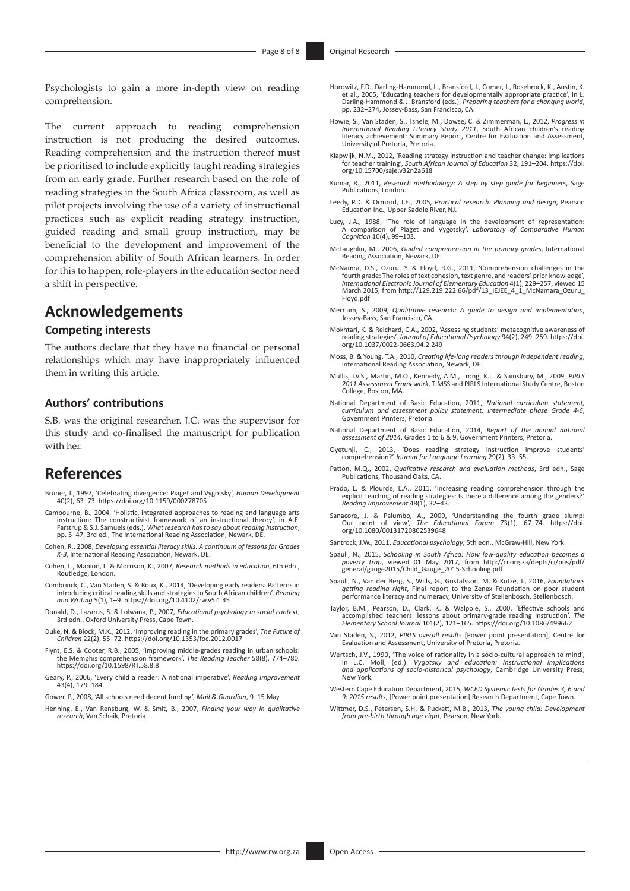Psychologists to gain a more in-depth view on reading comprehension.

The current approach to reading comprehension instruction is not producing the desired outcomes. Reading comprehension and the instruction thereof must be prioritised to include explicitly taught reading strategies from an early grade. Further research based on the role of reading strategies in the South Africa classroom, as well as pilot projects involving the use of a variety of instructional practices such as explicit reading strategy instruction, guided reading and small group instruction, may be beneficial to the development and improvement of the comprehension ability of South African learners. In order for this to happen, role-players in the education sector need a shift in perspective.

# Acknowledgements

## Competing interests

The authors declare that they have no financial or personal relationships which may have inappropriately influenced them in writing this article.

## Authors' contributions

S.B. was the original researcher. J.C. was the supervisor for this study and co-finalised the manuscript for publication with her.

# References

Bruner, J., 1997, 'Celebrating divergence: Piaget and Vygotsky', *Human Development* 40(2), 63–73. https://doi.org/10.1159/000278705

Cambourne, B., 2004, 'Holistic, integrated approaches to reading and language arts instruction: The constructivist framework of an instructional theory', in A.E. Farstrup & S.J. Samuels (eds.), *What research has to say about reading instruction*, pp. 5–47, 3rd ed., The International Reading Association, Newark, DE.

Cohen, R., 2008, *Developing essential literacy skills: A continuum of lessons for Grades K-3*, International Reading Association, Newark, DE.

Cohen, L., Manion, L. & Morrison, K., 2007, *Research methods in education*, 6th edn., Routledge, London.

Combrinck, C., Van Staden, S. & Roux, K., 2014, 'Developing early readers: Patterns in introducing critical reading skills and strategies to South African children', *Reading and Writing* 5(1), 1–9. https://doi.org/10.4102/rw.v5i1.45

Donald, D., Lazarus, S. & Lolwana, P., 2007, *Educational psychology in social context*, 3rd edn., Oxford University Press, Cape Town.

Duke, N. & Block, M.K., 2012, 'Improving reading in the primary grades', *The Future of Children* 22(2), 55–72. https://doi.org/10.1353/foc.2012.0017

Flynt, E.S. & Cooter, R.B., 2005, 'Improving middle-grades reading in urban schools: the Memphis comprehension framework', *The Reading Teacher* 58(8), 774–780. https://doi.org/10.1598/RT.58.8.8

Geary, P., 2006, 'Every child a reader: A national imperative', *Reading Improvement* 43(4), 179–184.

Gower, P., 2008, 'All schools need decent funding', *Mail & Guardian*, 9–15 May.

Henning, E., Van Rensburg, W. & Smit, B., 2007, *Finding your way in qualitative research*, Van Schaik, Pretoria.

Horowitz, F.D., Darling-Hammond, L., Bransford, J., Comer, J., Rosebrock, K., Austin, K. et al., 2005, 'Educating teachers for developmentally appropriate practice', in L. Darling-Hammond & J. Bransford (eds.), *Preparing teachers for a changing world*, pp. 232–274, Jossey-Bass, San Francisco, CA.

Howie, S., Van Staden, S., Tshele, M., Dowse, C. & Zimmerman, L., 2012, *Progress in International Reading Literacy Study 2011*, South African children's reading literacy achievement: Summary Report, Centre for Evaluation and Assessment, University of Pretoria, Pretoria.

Klapwijk, N.M., 2012, 'Reading strategy instruction and teacher change: Implications for teacher training', *South African Journal of Education* 32, 191–204. https://doi.org/10.15700/saje.v32n2a618

Kumar, R., 2011, *Research methodology: A step by step guide for beginners*, Sage Publications, London.

Leedy, P.D. & Ormrod, J.E., 2005, *Practical research: Planning and design*, Pearson Education Inc., Upper Saddle River, NJ.

Lucy, J.A., 1988, 'The role of language in the development of representation: A comparison of Piaget and Vygotsky', *Laboratory of Comparative Human Cognition* 10(4), 99–103.

McLaughlin, M., 2006, *Guided comprehension in the primary grades*, International Reading Association, Newark, DE.

McNamra, D.S., Ozuru, Y. & Floyd, R.G., 2011, 'Comprehension challenges in the fourth grade: The roles of text cohesion, text genre, and readers' prior knowledge', *International Electronic Journal of Elementary Education* 4(1), 229–257, viewed 15 March 2015, from http://129.219.222.66/pdf/13_IEJEE_4_1_McNamara_Ozuru_Floyd.pdf

Merriam, S., 2009, *Qualitative research: A guide to design and implementation*, Jossey-Bass, San Francisco, CA.

Mokhtari, K. & Reichard, C.A., 2002, 'Assessing students' metacognitive awareness of reading strategies', *Journal of Educational Psychology* 94(2), 249–259. https://doi.org/10.1037/0022-0663.94.2.249

Moss, B. & Young, T.A., 2010, *Creating life-long readers through independent reading*, International Reading Association, Newark, DE.

Mullis, I.V.S., Martin, M.O., Kennedy, A.M., Trong, K.L. & Sainsbury, M., 2009, *PIRLS 2011 Assessment Framework*, TIMSS and PIRLS International Study Centre, Boston College, Boston, MA.

National Department of Basic Education, 2011, *National curriculum statement, curriculum and assessment policy statement: Intermediate phase Grade 4-6*, Government Printers, Pretoria.

National Department of Basic Education, 2014, *Report of the annual national assessment of 2014*, Grades 1 to 6 & 9, Government Printers, Pretoria.

Oyetunji, C., 2013, 'Does reading strategy instruction improve students' comprehension?' *Journal for Language Learning* 29(2), 33–55.

Patton, M.Q., 2002, *Qualitative research and evaluation methods*, 3rd edn., Sage Publications, Thousand Oaks, CA.

Prado, L. & Plourde, L.A., 2011, 'Increasing reading comprehension through the explicit teaching of reading strategies: Is there a difference among the genders?' *Reading Improvement* 48(1), 32–43.

Sanacore, J. & Palumbo, A., 2009, 'Understanding the fourth grade slump: Our point of view', *The Educational Forum* 73(1), 67–74. https://doi.org/10.1080/00131720802539648

Santrock, J.W., 2011, *Educational psychology*, 5th edn., McGraw-Hill, New York.

Spaull, N., 2015, *Schooling in South Africa: How low-quality education becomes a poverty trap*, viewed 01 May 2017, from http://ci.org.za/depts/ci/pus/pdf/general/gauge2015/Child_Gauge_2015-Schooling.pdf

Spaull, N., Van der Berg, S., Wills, G., Gustafsson, M. & Kotzé, J., 2016, *Foundations getting reading right*, Final report to the Zenex Foundation on poor student performance literacy and numeracy, University of Stellenbosch, Stellenbosch.

Taylor, B.M., Pearson, D., Clark, K. & Walpole, S., 2000, 'Effective schools and accomplished teachers: lessons about primary-grade reading instruction', *The Elementary School Journal* 101(2), 121–165. https://doi.org/10.1086/499662

Van Staden, S., 2012, *PIRLS overall results* [Power point presentation], Centre for Evaluation and Assessment, University of Pretoria, Pretoria.

Wertsch, J.V., 1990, 'The voice of rationality in a socio-cultural approach to mind', In L.C. Moll, (ed.). *Vygotsky and education: Instructional implications and applications of socio-historical psychology*, Cambridge University Press, New York.

Western Cape Education Department, 2015, *WCED Systemic tests for Grades 3, 6 and 9: 2015 results*, [Power point presentation] Research Department, Cape Town.

Wittmer, D.S., Petersen, S.H. & Puckett, M.B., 2013, *The young child: Development from pre-birth through age eight*, Pearson, New York.